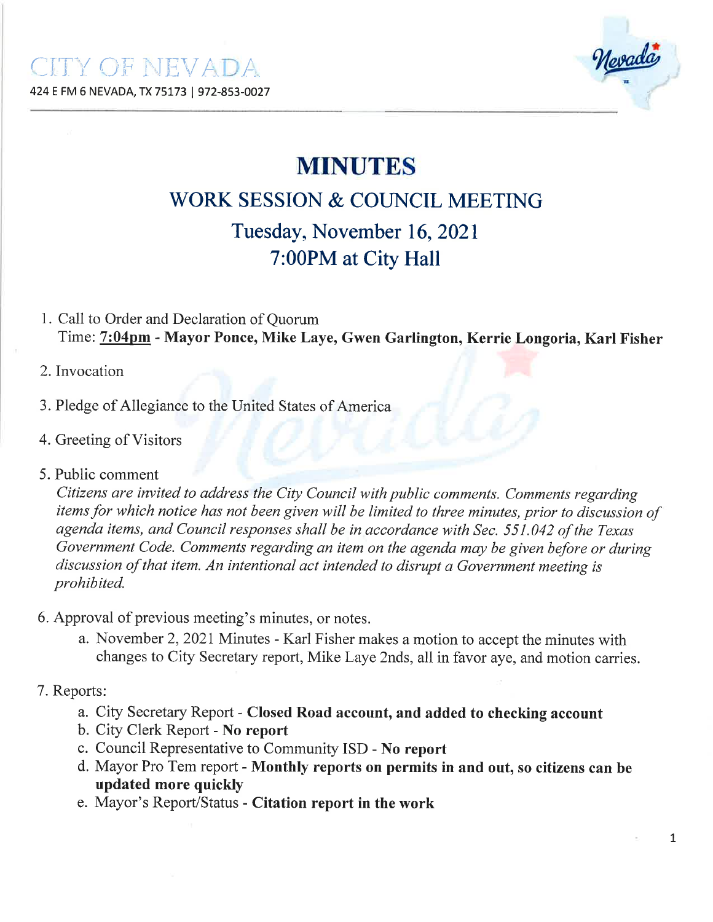CITY OF NEVADA

424 E FM 6 NEVADA, TX 75173 | 972-853-0027

# MINUTES

## WORK SESSION & COUNCIL MEETING

## Tuesday, November 16, 2021

## 7:00PM at City Hall

1. Call to Order and Declaration of Quorum
   Time: **7:04pm** - **Mayor Ponce, Mike Laye, Gwen Garlington, Kerrie Longoria, Karl Fisher**

2. Invocation

3. Pledge of Allegiance to the United States of America

4. Greeting of Visitors

5. Public comment
   *Citizens are invited to address the City Council with public comments. Comments regarding items for which notice has not been given will be limited to three minutes, prior to discussion of agenda items, and Council responses shall be in accordance with Sec. 551.042 of the Texas Government Code. Comments regarding an item on the agenda may be given before or during discussion of that item. An intentional act intended to disrupt a Government meeting is prohibited.*

6. Approval of previous meeting's minutes, or notes.
   a. November 2, 2021 Minutes - Karl Fisher makes a motion to accept the minutes with changes to City Secretary report, Mike Laye 2nds, all in favor aye, and motion carries.

7. Reports:
   a. City Secretary Report - **Closed Road account, and added to checking account**
   b. City Clerk Report - **No report**
   c. Council Representative to Community ISD - **No report**
   d. Mayor Pro Tem report - **Monthly reports on permits in and out, so citizens can be updated more quickly**
   e. Mayor's Report/Status - **Citation report in the work**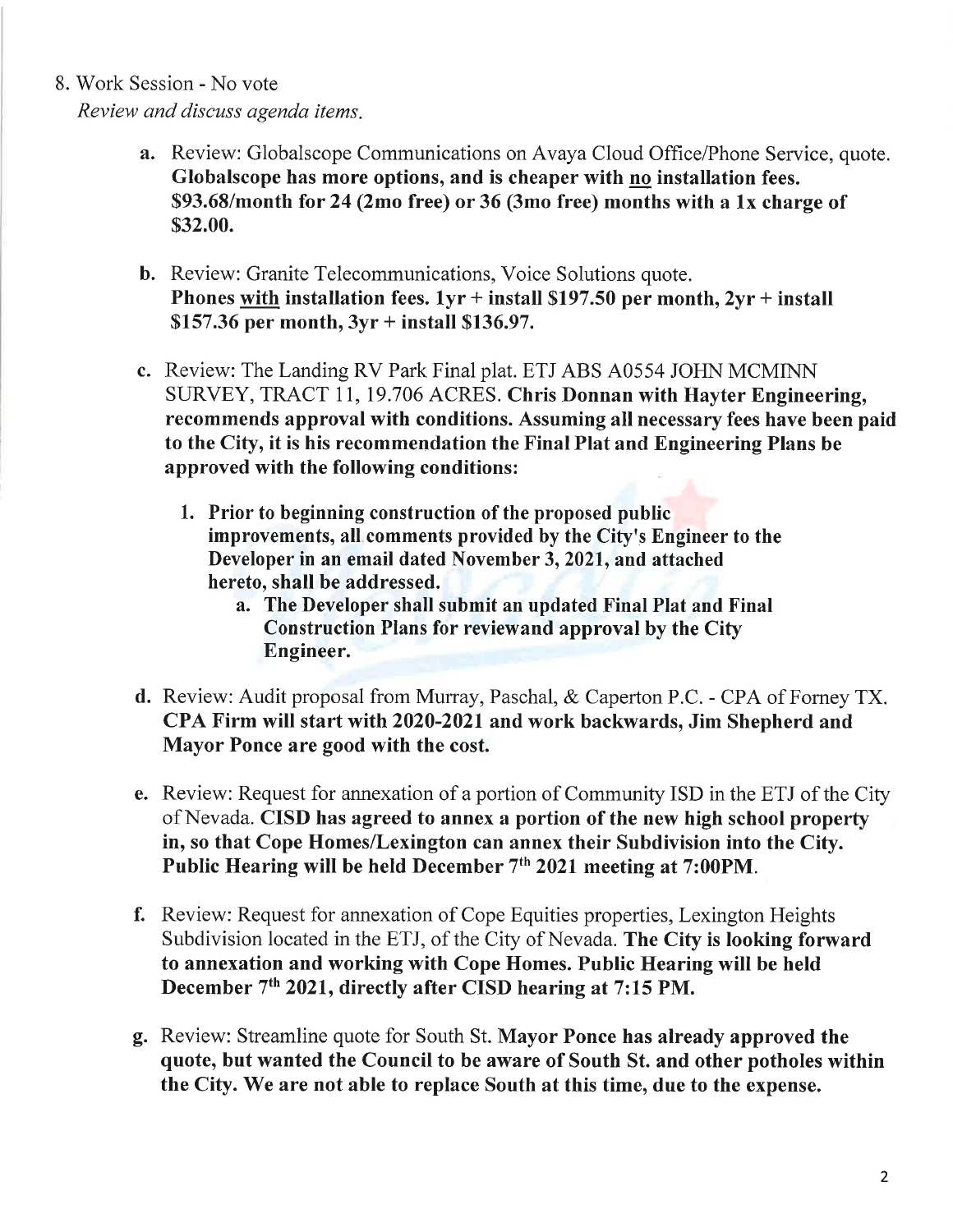8. Work Session - No vote

   *Review and discuss agenda items.*

   a. Review: Globalscope Communications on Avaya Cloud Office/Phone Service, quote. **Globalscope has more options, and is cheaper with <u>no</u> installation fees. $93.68/month for 24 (2mo free) or 36 (3mo free) months with a 1x charge of $32.00.**

   b. Review: Granite Telecommunications, Voice Solutions quote. **Phones <u>with</u> installation fees. 1yr + install $197.50 per month, 2yr + install $157.36 per month, 3yr + install $136.97.**

   c. Review: The Landing RV Park Final plat. ETJ ABS A0554 JOHN MCMINN SURVEY, TRACT 11, 19.706 ACRES. **Chris Donnan with Hayter Engineering, recommends approval with conditions. Assuming all necessary fees have been paid to the City, it is his recommendation the Final Plat and Engineering Plans be approved with the following conditions:**

      1. **Prior to beginning construction of the proposed public improvements, all comments provided by the City's Engineer to the Developer in an email dated November 3, 2021, and attached hereto, shall be addressed.**
         a. **The Developer shall submit an updated Final Plat and Final Construction Plans for reviewand approval by the City Engineer.**

   d. Review: Audit proposal from Murray, Paschal, & Caperton P.C. - CPA of Forney TX. **CPA Firm will start with 2020-2021 and work backwards, Jim Shepherd and Mayor Ponce are good with the cost.**

   e. Review: Request for annexation of a portion of Community ISD in the ETJ of the City of Nevada. **CISD has agreed to annex a portion of the new high school property in, so that Cope Homes/Lexington can annex their Subdivision into the City. Public Hearing will be held December 7th 2021 meeting at 7:00PM.**

   f. Review: Request for annexation of Cope Equities properties, Lexington Heights Subdivision located in the ETJ, of the City of Nevada. **The City is looking forward to annexation and working with Cope Homes. Public Hearing will be held December 7th 2021, directly after CISD hearing at 7:15 PM.**

   g. Review: Streamline quote for South St. **Mayor Ponce has already approved the quote, but wanted the Council to be aware of South St. and other potholes within the City. We are not able to replace South at this time, due to the expense.**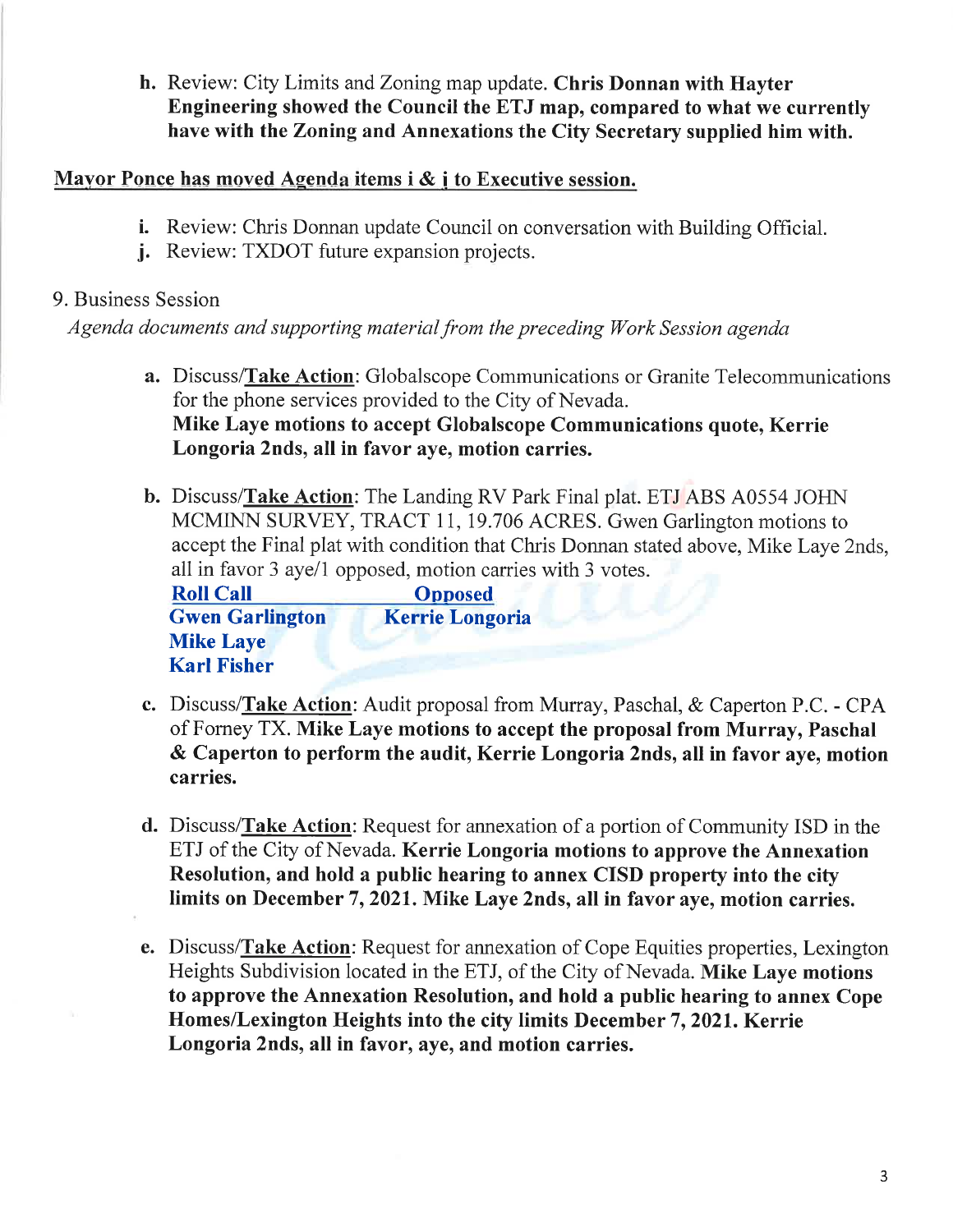h. Review: City Limits and Zoning map update. **Chris Donnan with Hayter Engineering showed the Council the ETJ map, compared to what we currently have with the Zoning and Annexations the City Secretary supplied him with.**

**Mayor Ponce has moved Agenda items i & j to Executive session.**

i. Review: Chris Donnan update Council on conversation with Building Official.

j. Review: TXDOT future expansion projects.

9. Business Session

*Agenda documents and supporting material from the preceding Work Session agenda*

a. Discuss/**Take Action**: Globalscope Communications or Granite Telecommunications for the phone services provided to the City of Nevada. **Mike Laye motions to accept Globalscope Communications quote, Kerrie Longoria 2nds, all in favor aye, motion carries.**

b. Discuss/**Take Action**: The Landing RV Park Final plat. ETJ ABS A0554 JOHN MCMINN SURVEY, TRACT 11, 19.706 ACRES. Gwen Garlington motions to accept the Final plat with condition that Chris Donnan stated above, Mike Laye 2nds, all in favor 3 aye/1 opposed, motion carries with 3 votes.

| Roll Call | Opposed |
|---|---|
| Gwen Garlington | Kerrie Longoria |
| Mike Laye | |
| Karl Fisher | |

c. Discuss/**Take Action**: Audit proposal from Murray, Paschal, & Caperton P.C. - CPA of Forney TX. **Mike Laye motions to accept the proposal from Murray, Paschal & Caperton to perform the audit, Kerrie Longoria 2nds, all in favor aye, motion carries.**

d. Discuss/**Take Action**: Request for annexation of a portion of Community ISD in the ETJ of the City of Nevada. **Kerrie Longoria motions to approve the Annexation Resolution, and hold a public hearing to annex CISD property into the city limits on December 7, 2021. Mike Laye 2nds, all in favor aye, motion carries.**

e. Discuss/**Take Action**: Request for annexation of Cope Equities properties, Lexington Heights Subdivision located in the ETJ, of the City of Nevada. **Mike Laye motions to approve the Annexation Resolution, and hold a public hearing to annex Cope Homes/Lexington Heights into the city limits December 7, 2021. Kerrie Longoria 2nds, all in favor, aye, and motion carries.**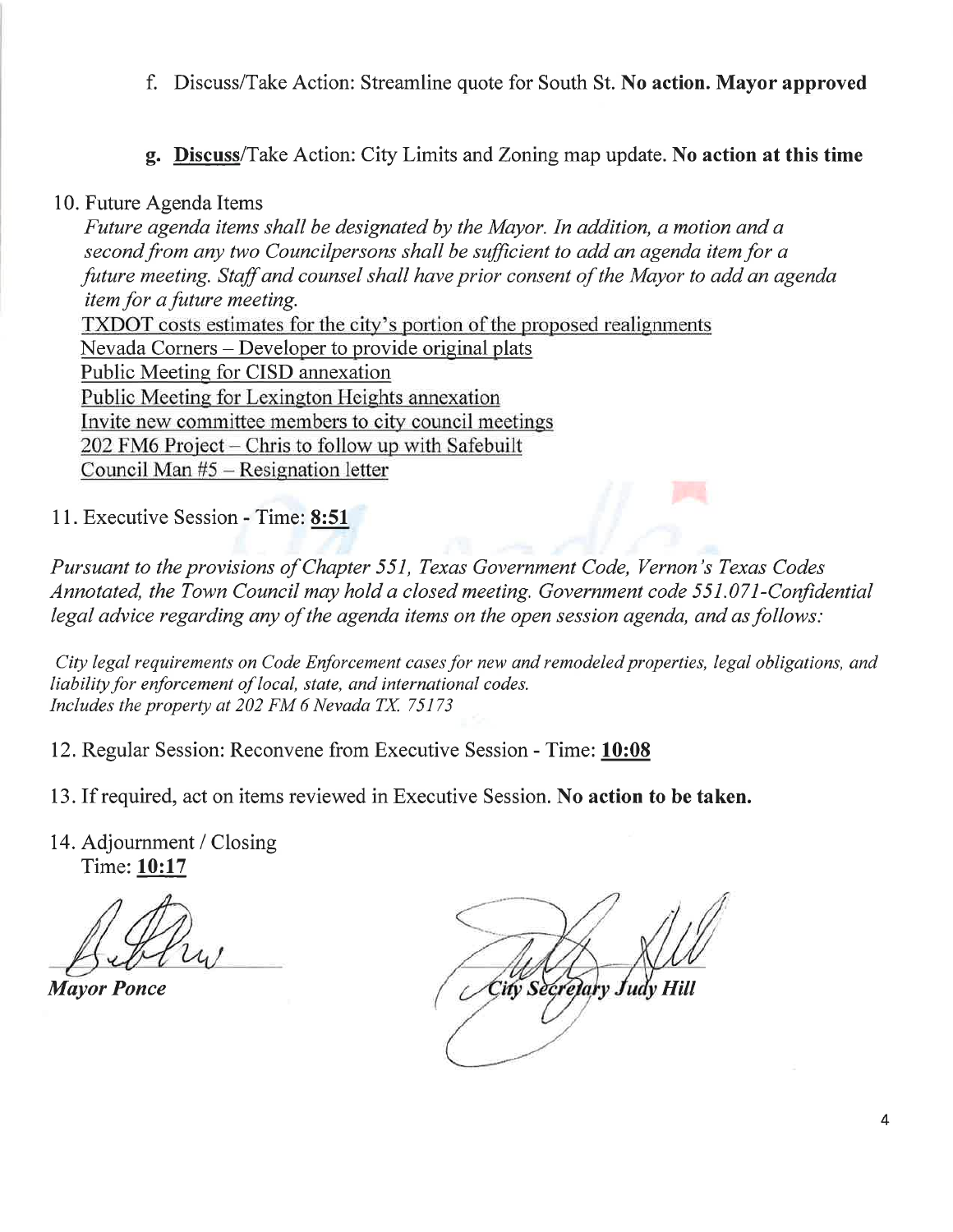f. Discuss/Take Action: Streamline quote for South St. **No action. Mayor approved**

g. **Discuss**/Take Action: City Limits and Zoning map update. **No action at this time**

10. Future Agenda Items

*Future agenda items shall be designated by the Mayor. In addition, a motion and a second from any two Councilpersons shall be sufficient to add an agenda item for a future meeting. Staff and counsel shall have prior consent of the Mayor to add an agenda item for a future meeting.*

TXDOT costs estimates for the city's portion of the proposed realignments
Nevada Corners – Developer to provide original plats
Public Meeting for CISD annexation
Public Meeting for Lexington Heights annexation
Invite new committee members to city council meetings
202 FM6 Project – Chris to follow up with Safebuilt
Council Man #5 – Resignation letter

11. Executive Session - Time: **8:51**

*Pursuant to the provisions of Chapter 551, Texas Government Code, Vernon's Texas Codes Annotated, the Town Council may hold a closed meeting. Government code 551.071-Confidential legal advice regarding any of the agenda items on the open session agenda, and as follows:*

*City legal requirements on Code Enforcement cases for new and remodeled properties, legal obligations, and liability for enforcement of local, state, and international codes.*
*Includes the property at 202 FM 6 Nevada TX. 75173*

12. Regular Session: Reconvene from Executive Session - Time: **10:08**

13. If required, act on items reviewed in Executive Session. **No action to be taken.**

14. Adjournment / Closing
Time: **10:17**

***Mayor Ponce***

***City Secretary Judy Hill***